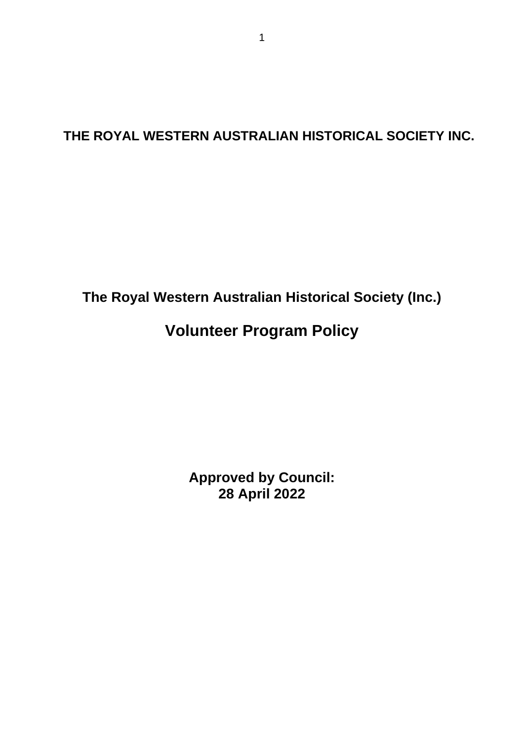**THE ROYAL WESTERN AUSTRALIAN HISTORICAL SOCIETY INC.**

**The Royal Western Australian Historical Society (Inc.)**

# Volunteer Program Policy

**Approved by Council:**
**28 April 2022**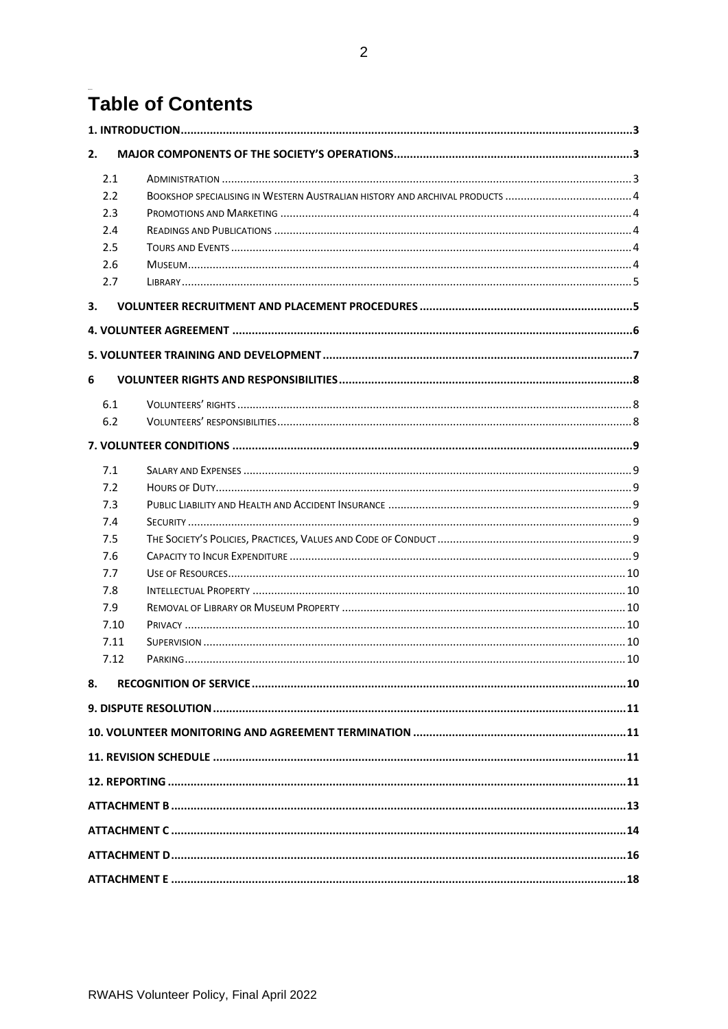# Table of Contents

**1. INTRODUCTION** .......... 3

**2. MAJOR COMPONENTS OF THE SOCIETY'S OPERATIONS** .......... 3

- 2.1 Administration .......... 3
- 2.2 Bookshop specialising in Western Australian history and archival products .......... 4
- 2.3 Promotions and Marketing .......... 4
- 2.4 Readings and Publications .......... 4
- 2.5 Tours and Events .......... 4
- 2.6 Museum .......... 4
- 2.7 Library .......... 5

**3. VOLUNTEER RECRUITMENT AND PLACEMENT PROCEDURES** .......... 5

**4. VOLUNTEER AGREEMENT** .......... 6

**5. VOLUNTEER TRAINING AND DEVELOPMENT** .......... 7

**6 VOLUNTEER RIGHTS AND RESPONSIBILITIES** .......... 8

- 6.1 Volunteers' rights .......... 8
- 6.2 Volunteers' responsibilities .......... 8

**7. VOLUNTEER CONDITIONS** .......... 9

- 7.1 Salary and Expenses .......... 9
- 7.2 Hours of Duty .......... 9
- 7.3 Public Liability and Health and Accident Insurance .......... 9
- 7.4 Security .......... 9
- 7.5 The Society's Policies, Practices, Values and Code of Conduct .......... 9
- 7.6 Capacity to Incur Expenditure .......... 9
- 7.7 Use of Resources .......... 10
- 7.8 Intellectual Property .......... 10
- 7.9 Removal of Library or Museum Property .......... 10
- 7.10 Privacy .......... 10
- 7.11 Supervision .......... 10
- 7.12 Parking .......... 10

**8. RECOGNITION OF SERVICE** .......... 10

**9. DISPUTE RESOLUTION** .......... 11

**10. VOLUNTEER MONITORING AND AGREEMENT TERMINATION** .......... 11

**11. REVISION SCHEDULE** .......... 11

**12. REPORTING** .......... 11

**ATTACHMENT B** .......... 13

**ATTACHMENT C** .......... 14

**ATTACHMENT D** .......... 16

**ATTACHMENT E** .......... 18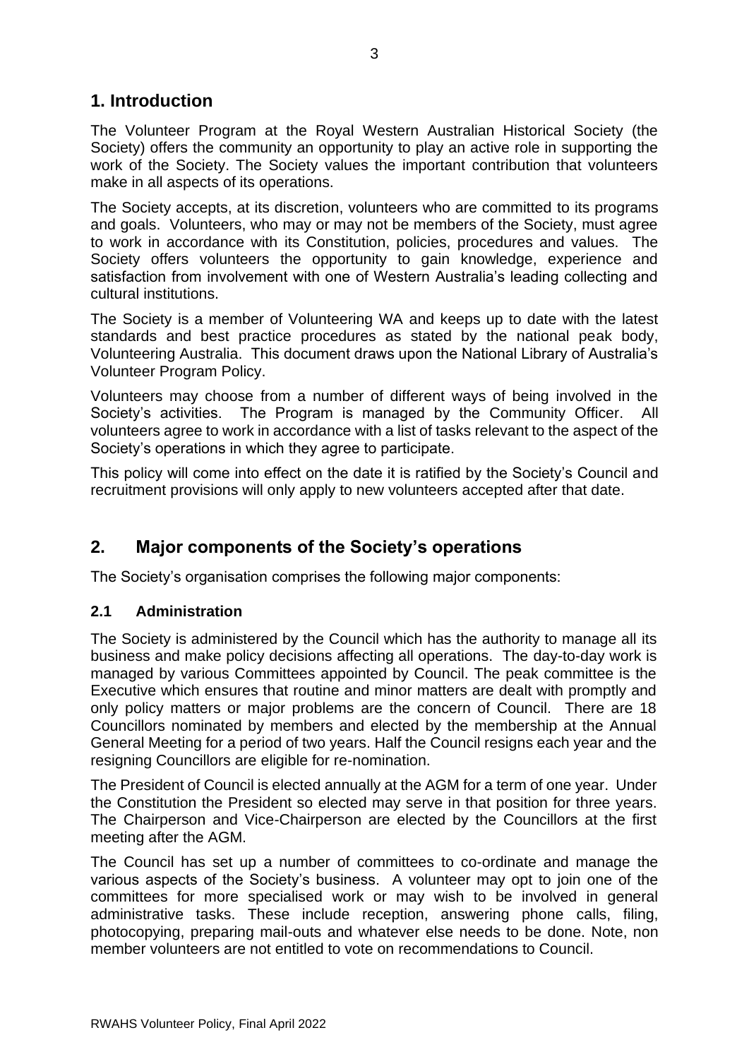## 1. Introduction

The Volunteer Program at the Royal Western Australian Historical Society (the Society) offers the community an opportunity to play an active role in supporting the work of the Society. The Society values the important contribution that volunteers make in all aspects of its operations.

The Society accepts, at its discretion, volunteers who are committed to its programs and goals. Volunteers, who may or may not be members of the Society, must agree to work in accordance with its Constitution, policies, procedures and values. The Society offers volunteers the opportunity to gain knowledge, experience and satisfaction from involvement with one of Western Australia's leading collecting and cultural institutions.

The Society is a member of Volunteering WA and keeps up to date with the latest standards and best practice procedures as stated by the national peak body, Volunteering Australia. This document draws upon the National Library of Australia's Volunteer Program Policy.

Volunteers may choose from a number of different ways of being involved in the Society's activities. The Program is managed by the Community Officer. All volunteers agree to work in accordance with a list of tasks relevant to the aspect of the Society's operations in which they agree to participate.

This policy will come into effect on the date it is ratified by the Society's Council and recruitment provisions will only apply to new volunteers accepted after that date.

## 2. Major components of the Society's operations

The Society's organisation comprises the following major components:

### 2.1 Administration

The Society is administered by the Council which has the authority to manage all its business and make policy decisions affecting all operations. The day-to-day work is managed by various Committees appointed by Council. The peak committee is the Executive which ensures that routine and minor matters are dealt with promptly and only policy matters or major problems are the concern of Council. There are 18 Councillors nominated by members and elected by the membership at the Annual General Meeting for a period of two years. Half the Council resigns each year and the resigning Councillors are eligible for re-nomination.

The President of Council is elected annually at the AGM for a term of one year. Under the Constitution the President so elected may serve in that position for three years. The Chairperson and Vice-Chairperson are elected by the Councillors at the first meeting after the AGM.

The Council has set up a number of committees to co-ordinate and manage the various aspects of the Society's business. A volunteer may opt to join one of the committees for more specialised work or may wish to be involved in general administrative tasks. These include reception, answering phone calls, filing, photocopying, preparing mail-outs and whatever else needs to be done. Note, non member volunteers are not entitled to vote on recommendations to Council.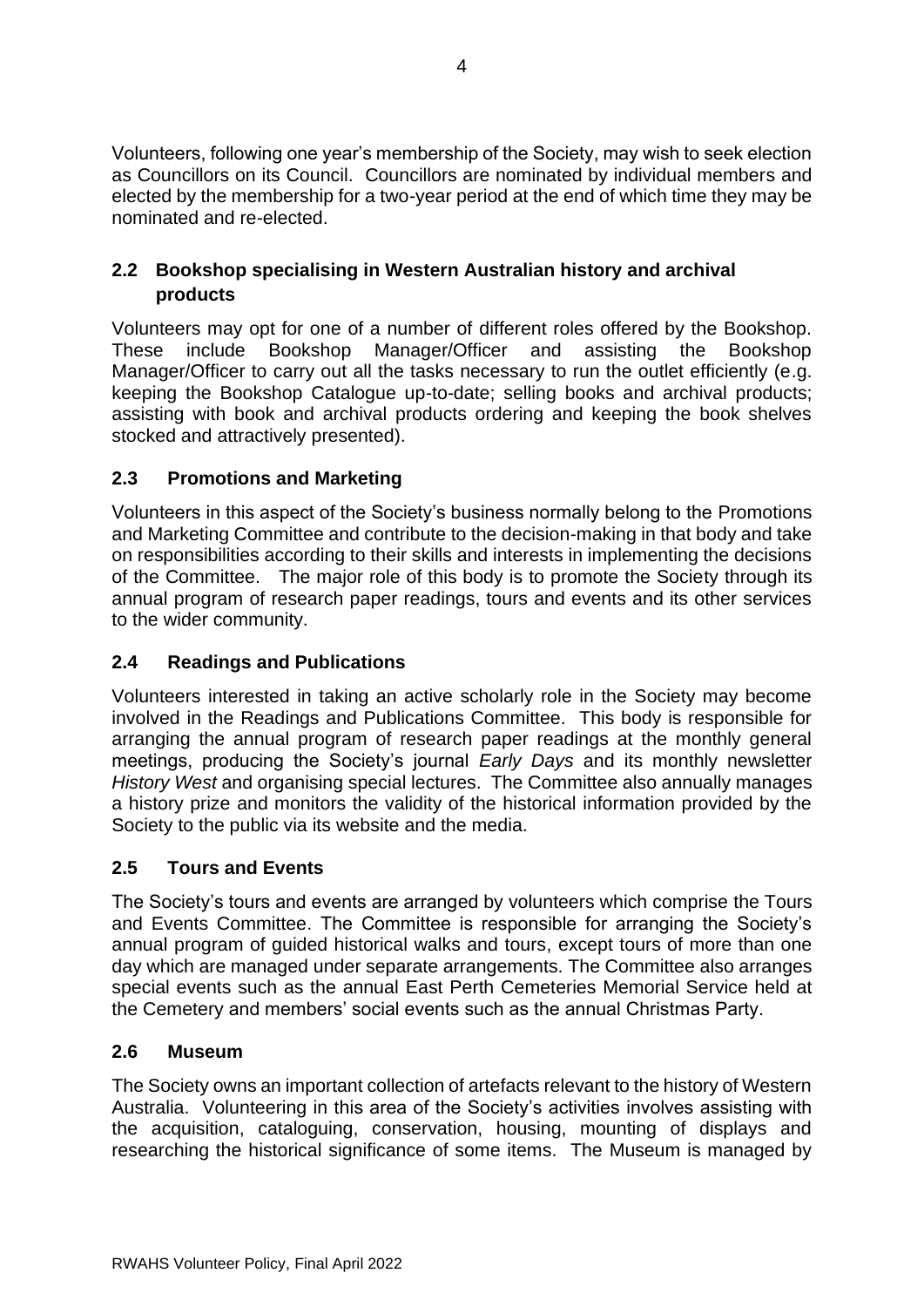Volunteers, following one year's membership of the Society, may wish to seek election as Councillors on its Council. Councillors are nominated by individual members and elected by the membership for a two-year period at the end of which time they may be nominated and re-elected.

## 2.2 Bookshop specialising in Western Australian history and archival products

Volunteers may opt for one of a number of different roles offered by the Bookshop. These include Bookshop Manager/Officer and assisting the Bookshop Manager/Officer to carry out all the tasks necessary to run the outlet efficiently (e.g. keeping the Bookshop Catalogue up-to-date; selling books and archival products; assisting with book and archival products ordering and keeping the book shelves stocked and attractively presented).

## 2.3 Promotions and Marketing

Volunteers in this aspect of the Society's business normally belong to the Promotions and Marketing Committee and contribute to the decision-making in that body and take on responsibilities according to their skills and interests in implementing the decisions of the Committee. The major role of this body is to promote the Society through its annual program of research paper readings, tours and events and its other services to the wider community.

## 2.4 Readings and Publications

Volunteers interested in taking an active scholarly role in the Society may become involved in the Readings and Publications Committee. This body is responsible for arranging the annual program of research paper readings at the monthly general meetings, producing the Society's journal *Early Days* and its monthly newsletter *History West* and organising special lectures. The Committee also annually manages a history prize and monitors the validity of the historical information provided by the Society to the public via its website and the media.

## 2.5 Tours and Events

The Society's tours and events are arranged by volunteers which comprise the Tours and Events Committee. The Committee is responsible for arranging the Society's annual program of guided historical walks and tours, except tours of more than one day which are managed under separate arrangements. The Committee also arranges special events such as the annual East Perth Cemeteries Memorial Service held at the Cemetery and members' social events such as the annual Christmas Party.

## 2.6 Museum

The Society owns an important collection of artefacts relevant to the history of Western Australia. Volunteering in this area of the Society's activities involves assisting with the acquisition, cataloguing, conservation, housing, mounting of displays and researching the historical significance of some items. The Museum is managed by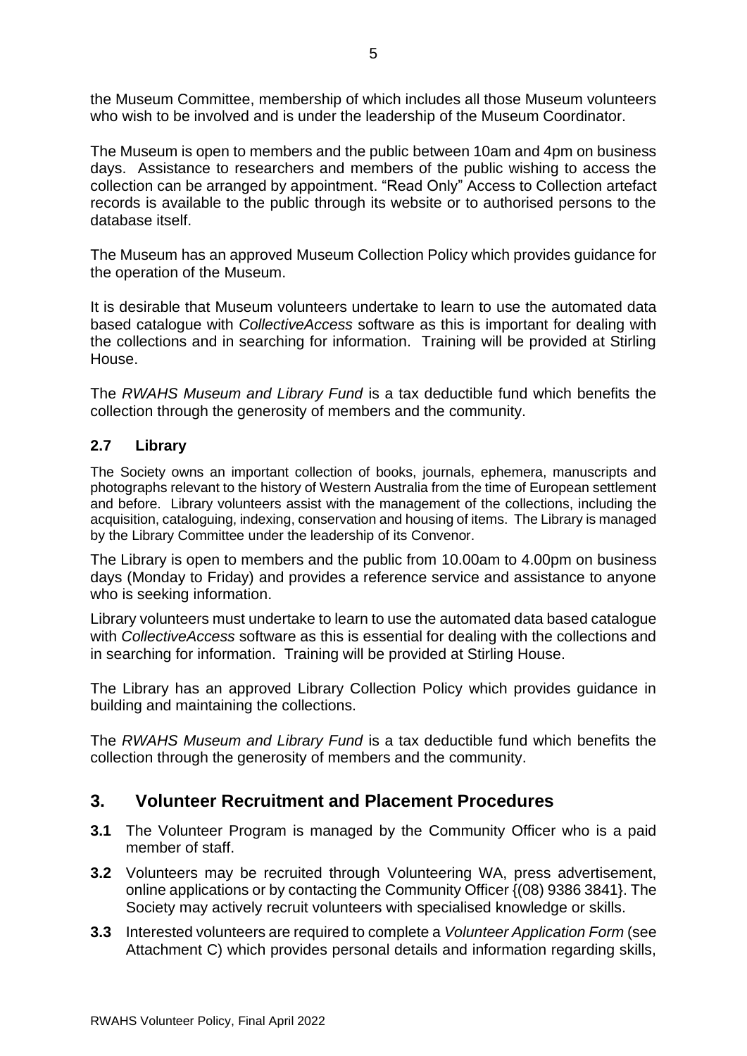the Museum Committee, membership of which includes all those Museum volunteers who wish to be involved and is under the leadership of the Museum Coordinator.

The Museum is open to members and the public between 10am and 4pm on business days. Assistance to researchers and members of the public wishing to access the collection can be arranged by appointment. "Read Only" Access to Collection artefact records is available to the public through its website or to authorised persons to the database itself.

The Museum has an approved Museum Collection Policy which provides guidance for the operation of the Museum.

It is desirable that Museum volunteers undertake to learn to use the automated data based catalogue with *CollectiveAccess* software as this is important for dealing with the collections and in searching for information. Training will be provided at Stirling House.

The *RWAHS Museum and Library Fund* is a tax deductible fund which benefits the collection through the generosity of members and the community.

### 2.7 Library

The Society owns an important collection of books, journals, ephemera, manuscripts and photographs relevant to the history of Western Australia from the time of European settlement and before. Library volunteers assist with the management of the collections, including the acquisition, cataloguing, indexing, conservation and housing of items. The Library is managed by the Library Committee under the leadership of its Convenor.

The Library is open to members and the public from 10.00am to 4.00pm on business days (Monday to Friday) and provides a reference service and assistance to anyone who is seeking information.

Library volunteers must undertake to learn to use the automated data based catalogue with *CollectiveAccess* software as this is essential for dealing with the collections and in searching for information. Training will be provided at Stirling House.

The Library has an approved Library Collection Policy which provides guidance in building and maintaining the collections.

The *RWAHS Museum and Library Fund* is a tax deductible fund which benefits the collection through the generosity of members and the community.

## 3. Volunteer Recruitment and Placement Procedures

**3.1** The Volunteer Program is managed by the Community Officer who is a paid member of staff.

**3.2** Volunteers may be recruited through Volunteering WA, press advertisement, online applications or by contacting the Community Officer {(08) 9386 3841}. The Society may actively recruit volunteers with specialised knowledge or skills.

**3.3** Interested volunteers are required to complete a *Volunteer Application Form* (see Attachment C) which provides personal details and information regarding skills,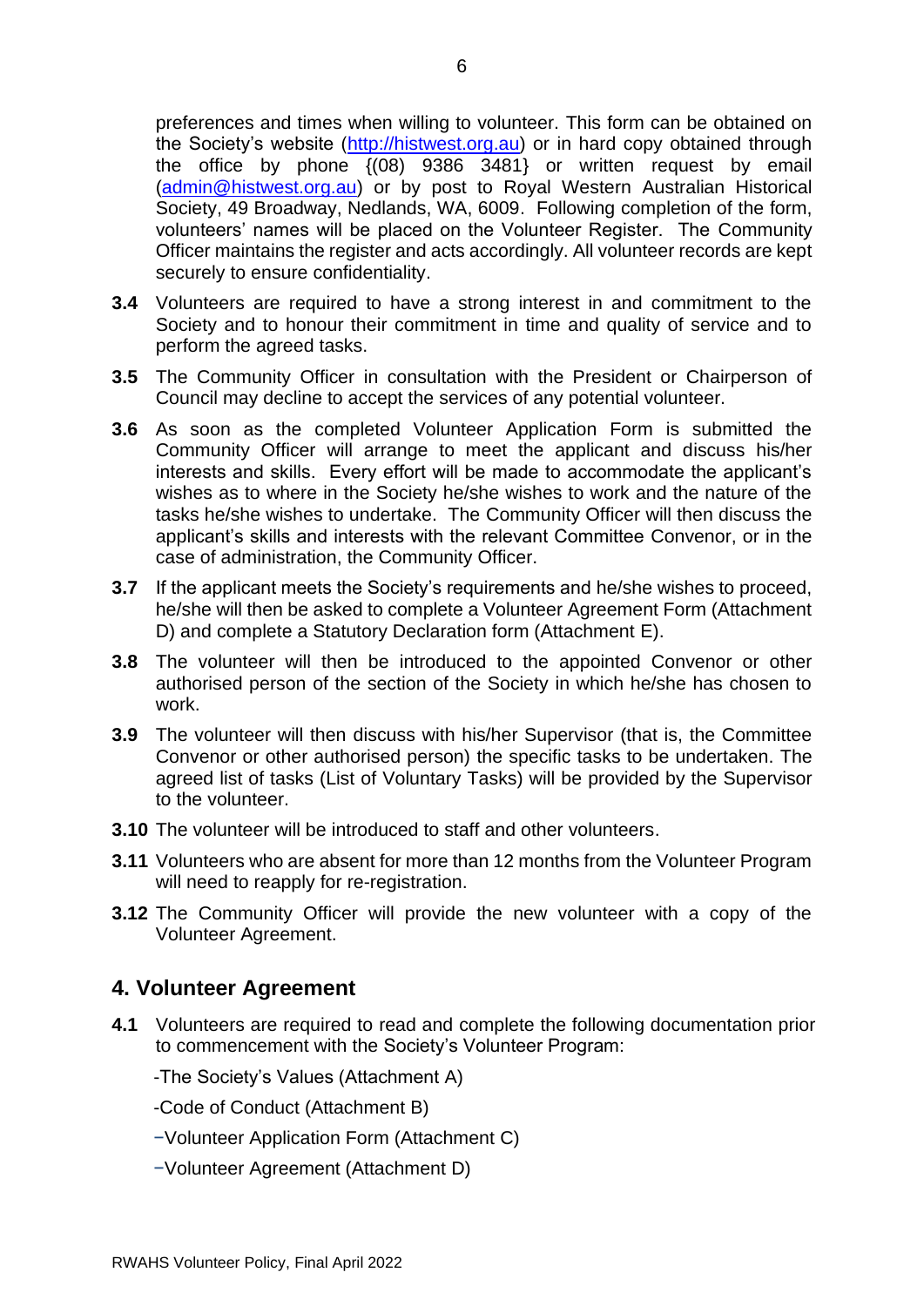preferences and times when willing to volunteer. This form can be obtained on the Society's website (http://histwest.org.au) or in hard copy obtained through the office by phone {(08) 9386 3481} or written request by email (admin@histwest.org.au) or by post to Royal Western Australian Historical Society, 49 Broadway, Nedlands, WA, 6009. Following completion of the form, volunteers' names will be placed on the Volunteer Register. The Community Officer maintains the register and acts accordingly. All volunteer records are kept securely to ensure confidentiality.

**3.4** Volunteers are required to have a strong interest in and commitment to the Society and to honour their commitment in time and quality of service and to perform the agreed tasks.

**3.5** The Community Officer in consultation with the President or Chairperson of Council may decline to accept the services of any potential volunteer.

**3.6** As soon as the completed Volunteer Application Form is submitted the Community Officer will arrange to meet the applicant and discuss his/her interests and skills. Every effort will be made to accommodate the applicant's wishes as to where in the Society he/she wishes to work and the nature of the tasks he/she wishes to undertake. The Community Officer will then discuss the applicant's skills and interests with the relevant Committee Convenor, or in the case of administration, the Community Officer.

**3.7** If the applicant meets the Society's requirements and he/she wishes to proceed, he/she will then be asked to complete a Volunteer Agreement Form (Attachment D) and complete a Statutory Declaration form (Attachment E).

**3.8** The volunteer will then be introduced to the appointed Convenor or other authorised person of the section of the Society in which he/she has chosen to work.

**3.9** The volunteer will then discuss with his/her Supervisor (that is, the Committee Convenor or other authorised person) the specific tasks to be undertaken. The agreed list of tasks (List of Voluntary Tasks) will be provided by the Supervisor to the volunteer.

**3.10** The volunteer will be introduced to staff and other volunteers.

**3.11** Volunteers who are absent for more than 12 months from the Volunteer Program will need to reapply for re-registration.

**3.12** The Community Officer will provide the new volunteer with a copy of the Volunteer Agreement.

## 4. Volunteer Agreement

**4.1** Volunteers are required to read and complete the following documentation prior to commencement with the Society's Volunteer Program:

- The Society's Values (Attachment A)
- Code of Conduct (Attachment B)
- Volunteer Application Form (Attachment C)
- Volunteer Agreement (Attachment D)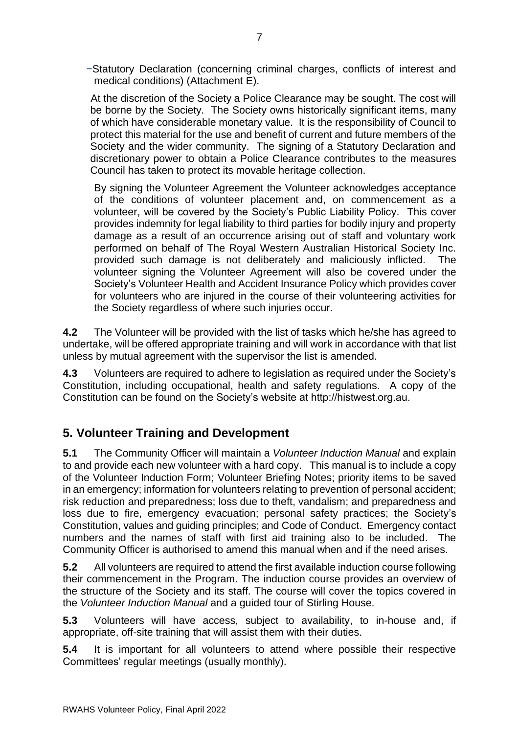- Statutory Declaration (concerning criminal charges, conflicts of interest and medical conditions) (Attachment E).

At the discretion of the Society a Police Clearance may be sought. The cost will be borne by the Society. The Society owns historically significant items, many of which have considerable monetary value. It is the responsibility of Council to protect this material for the use and benefit of current and future members of the Society and the wider community. The signing of a Statutory Declaration and discretionary power to obtain a Police Clearance contributes to the measures Council has taken to protect its movable heritage collection.

By signing the Volunteer Agreement the Volunteer acknowledges acceptance of the conditions of volunteer placement and, on commencement as a volunteer, will be covered by the Society's Public Liability Policy. This cover provides indemnity for legal liability to third parties for bodily injury and property damage as a result of an occurrence arising out of staff and voluntary work performed on behalf of The Royal Western Australian Historical Society Inc. provided such damage is not deliberately and maliciously inflicted. The volunteer signing the Volunteer Agreement will also be covered under the Society's Volunteer Health and Accident Insurance Policy which provides cover for volunteers who are injured in the course of their volunteering activities for the Society regardless of where such injuries occur.

**4.2** The Volunteer will be provided with the list of tasks which he/she has agreed to undertake, will be offered appropriate training and will work in accordance with that list unless by mutual agreement with the supervisor the list is amended.

**4.3** Volunteers are required to adhere to legislation as required under the Society's Constitution, including occupational, health and safety regulations. A copy of the Constitution can be found on the Society's website at http://histwest.org.au.

## 5. Volunteer Training and Development

**5.1** The Community Officer will maintain a *Volunteer Induction Manual* and explain to and provide each new volunteer with a hard copy. This manual is to include a copy of the Volunteer Induction Form; Volunteer Briefing Notes; priority items to be saved in an emergency; information for volunteers relating to prevention of personal accident; risk reduction and preparedness; loss due to theft, vandalism; and preparedness and loss due to fire, emergency evacuation; personal safety practices; the Society's Constitution, values and guiding principles; and Code of Conduct. Emergency contact numbers and the names of staff with first aid training also to be included. The Community Officer is authorised to amend this manual when and if the need arises.

**5.2** All volunteers are required to attend the first available induction course following their commencement in the Program. The induction course provides an overview of the structure of the Society and its staff. The course will cover the topics covered in the *Volunteer Induction Manual* and a guided tour of Stirling House.

**5.3** Volunteers will have access, subject to availability, to in-house and, if appropriate, off-site training that will assist them with their duties.

**5.4** It is important for all volunteers to attend where possible their respective Committees' regular meetings (usually monthly).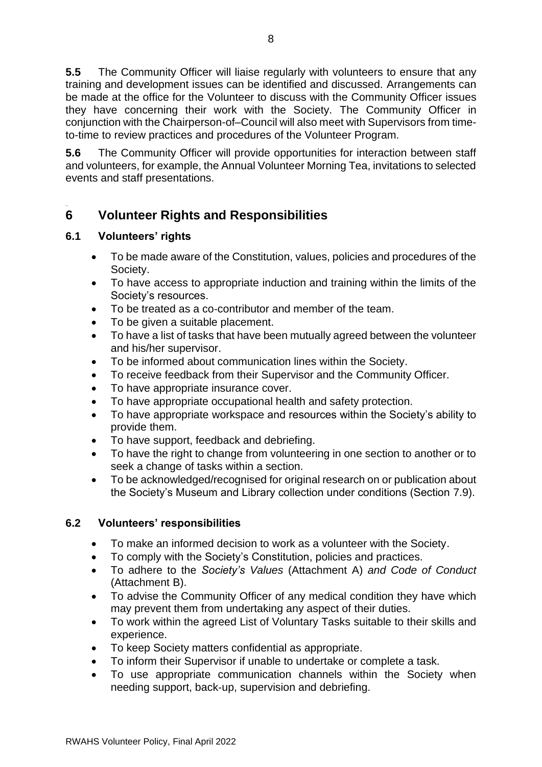**5.5** The Community Officer will liaise regularly with volunteers to ensure that any training and development issues can be identified and discussed. Arrangements can be made at the office for the Volunteer to discuss with the Community Officer issues they have concerning their work with the Society. The Community Officer in conjunction with the Chairperson-of–Council will also meet with Supervisors from time-to-time to review practices and procedures of the Volunteer Program.

**5.6** The Community Officer will provide opportunities for interaction between staff and volunteers, for example, the Annual Volunteer Morning Tea, invitations to selected events and staff presentations.

## 6 Volunteer Rights and Responsibilities

### 6.1 Volunteers' rights

- To be made aware of the Constitution, values, policies and procedures of the Society.
- To have access to appropriate induction and training within the limits of the Society's resources.
- To be treated as a co-contributor and member of the team.
- To be given a suitable placement.
- To have a list of tasks that have been mutually agreed between the volunteer and his/her supervisor.
- To be informed about communication lines within the Society.
- To receive feedback from their Supervisor and the Community Officer.
- To have appropriate insurance cover.
- To have appropriate occupational health and safety protection.
- To have appropriate workspace and resources within the Society's ability to provide them.
- To have support, feedback and debriefing.
- To have the right to change from volunteering in one section to another or to seek a change of tasks within a section.
- To be acknowledged/recognised for original research on or publication about the Society's Museum and Library collection under conditions (Section 7.9).

### 6.2 Volunteers' responsibilities

- To make an informed decision to work as a volunteer with the Society.
- To comply with the Society's Constitution, policies and practices.
- To adhere to the *Society's Values* (Attachment A) *and Code of Conduct* (Attachment B).
- To advise the Community Officer of any medical condition they have which may prevent them from undertaking any aspect of their duties.
- To work within the agreed List of Voluntary Tasks suitable to their skills and experience.
- To keep Society matters confidential as appropriate.
- To inform their Supervisor if unable to undertake or complete a task.
- To use appropriate communication channels within the Society when needing support, back-up, supervision and debriefing.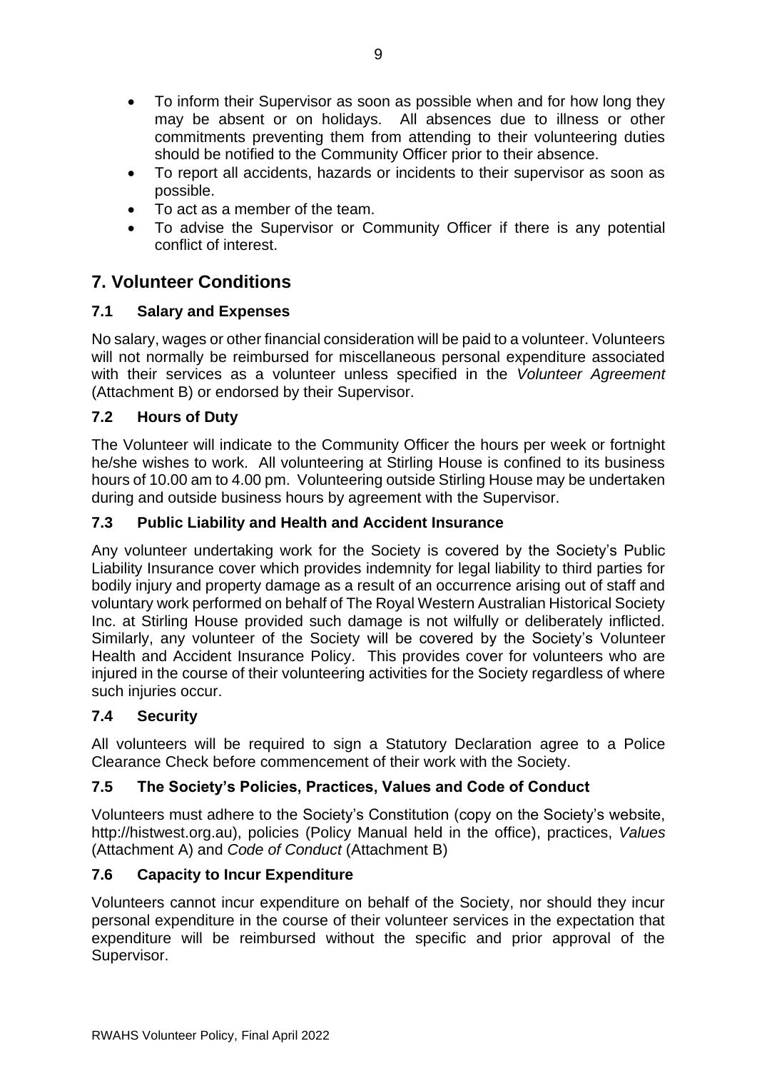- To inform their Supervisor as soon as possible when and for how long they may be absent or on holidays. All absences due to illness or other commitments preventing them from attending to their volunteering duties should be notified to the Community Officer prior to their absence.
- To report all accidents, hazards or incidents to their supervisor as soon as possible.
- To act as a member of the team.
- To advise the Supervisor or Community Officer if there is any potential conflict of interest.

## 7. Volunteer Conditions

### 7.1 Salary and Expenses

No salary, wages or other financial consideration will be paid to a volunteer. Volunteers will not normally be reimbursed for miscellaneous personal expenditure associated with their services as a volunteer unless specified in the *Volunteer Agreement* (Attachment B) or endorsed by their Supervisor.

### 7.2 Hours of Duty

The Volunteer will indicate to the Community Officer the hours per week or fortnight he/she wishes to work. All volunteering at Stirling House is confined to its business hours of 10.00 am to 4.00 pm. Volunteering outside Stirling House may be undertaken during and outside business hours by agreement with the Supervisor.

### 7.3 Public Liability and Health and Accident Insurance

Any volunteer undertaking work for the Society is covered by the Society's Public Liability Insurance cover which provides indemnity for legal liability to third parties for bodily injury and property damage as a result of an occurrence arising out of staff and voluntary work performed on behalf of The Royal Western Australian Historical Society Inc. at Stirling House provided such damage is not wilfully or deliberately inflicted. Similarly, any volunteer of the Society will be covered by the Society's Volunteer Health and Accident Insurance Policy. This provides cover for volunteers who are injured in the course of their volunteering activities for the Society regardless of where such injuries occur.

### 7.4 Security

All volunteers will be required to sign a Statutory Declaration agree to a Police Clearance Check before commencement of their work with the Society.

### 7.5 The Society's Policies, Practices, Values and Code of Conduct

Volunteers must adhere to the Society's Constitution (copy on the Society's website, http://histwest.org.au), policies (Policy Manual held in the office), practices, *Values* (Attachment A) and *Code of Conduct* (Attachment B)

### 7.6 Capacity to Incur Expenditure

Volunteers cannot incur expenditure on behalf of the Society, nor should they incur personal expenditure in the course of their volunteer services in the expectation that expenditure will be reimbursed without the specific and prior approval of the Supervisor.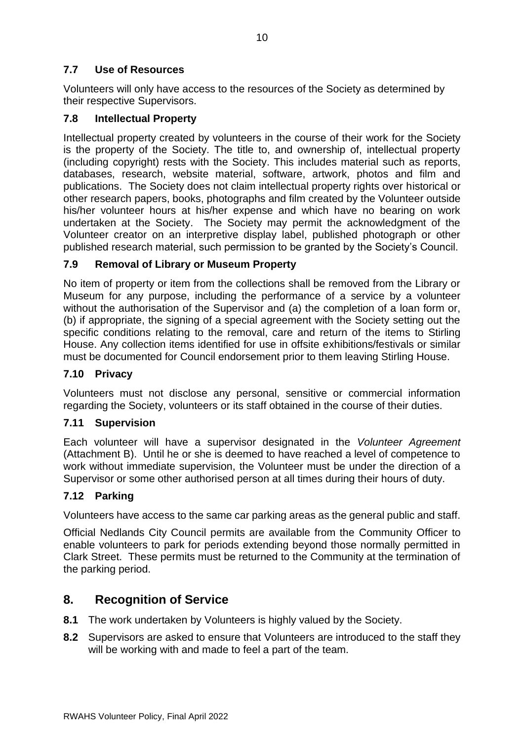### 7.7 Use of Resources

Volunteers will only have access to the resources of the Society as determined by their respective Supervisors.

### 7.8 Intellectual Property

Intellectual property created by volunteers in the course of their work for the Society is the property of the Society. The title to, and ownership of, intellectual property (including copyright) rests with the Society. This includes material such as reports, databases, research, website material, software, artwork, photos and film and publications. The Society does not claim intellectual property rights over historical or other research papers, books, photographs and film created by the Volunteer outside his/her volunteer hours at his/her expense and which have no bearing on work undertaken at the Society. The Society may permit the acknowledgment of the Volunteer creator on an interpretive display label, published photograph or other published research material, such permission to be granted by the Society's Council.

### 7.9 Removal of Library or Museum Property

No item of property or item from the collections shall be removed from the Library or Museum for any purpose, including the performance of a service by a volunteer without the authorisation of the Supervisor and (a) the completion of a loan form or, (b) if appropriate, the signing of a special agreement with the Society setting out the specific conditions relating to the removal, care and return of the items to Stirling House. Any collection items identified for use in offsite exhibitions/festivals or similar must be documented for Council endorsement prior to them leaving Stirling House.

### 7.10 Privacy

Volunteers must not disclose any personal, sensitive or commercial information regarding the Society, volunteers or its staff obtained in the course of their duties.

### 7.11 Supervision

Each volunteer will have a supervisor designated in the *Volunteer Agreement* (Attachment B). Until he or she is deemed to have reached a level of competence to work without immediate supervision, the Volunteer must be under the direction of a Supervisor or some other authorised person at all times during their hours of duty.

### 7.12 Parking

Volunteers have access to the same car parking areas as the general public and staff.

Official Nedlands City Council permits are available from the Community Officer to enable volunteers to park for periods extending beyond those normally permitted in Clark Street. These permits must be returned to the Community at the termination of the parking period.

## 8. Recognition of Service

**8.1** The work undertaken by Volunteers is highly valued by the Society.

**8.2** Supervisors are asked to ensure that Volunteers are introduced to the staff they will be working with and made to feel a part of the team.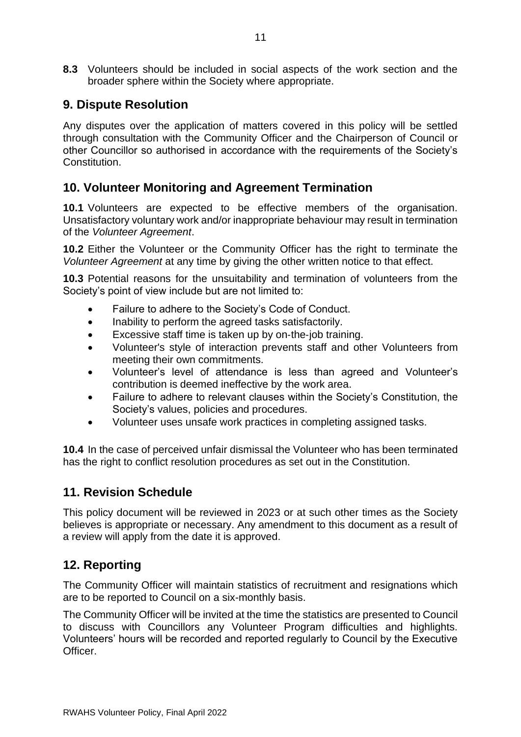**8.3** Volunteers should be included in social aspects of the work section and the broader sphere within the Society where appropriate.

## 9. Dispute Resolution

Any disputes over the application of matters covered in this policy will be settled through consultation with the Community Officer and the Chairperson of Council or other Councillor so authorised in accordance with the requirements of the Society's Constitution.

## 10. Volunteer Monitoring and Agreement Termination

**10.1** Volunteers are expected to be effective members of the organisation. Unsatisfactory voluntary work and/or inappropriate behaviour may result in termination of the *Volunteer Agreement*.

**10.2** Either the Volunteer or the Community Officer has the right to terminate the *Volunteer Agreement* at any time by giving the other written notice to that effect.

**10.3** Potential reasons for the unsuitability and termination of volunteers from the Society's point of view include but are not limited to:

- Failure to adhere to the Society's Code of Conduct.
- Inability to perform the agreed tasks satisfactorily.
- Excessive staff time is taken up by on-the-job training.
- Volunteer's style of interaction prevents staff and other Volunteers from meeting their own commitments.
- Volunteer's level of attendance is less than agreed and Volunteer's contribution is deemed ineffective by the work area.
- Failure to adhere to relevant clauses within the Society's Constitution, the Society's values, policies and procedures.
- Volunteer uses unsafe work practices in completing assigned tasks.

**10.4** In the case of perceived unfair dismissal the Volunteer who has been terminated has the right to conflict resolution procedures as set out in the Constitution.

## 11. Revision Schedule

This policy document will be reviewed in 2023 or at such other times as the Society believes is appropriate or necessary. Any amendment to this document as a result of a review will apply from the date it is approved.

## 12. Reporting

The Community Officer will maintain statistics of recruitment and resignations which are to be reported to Council on a six-monthly basis.

The Community Officer will be invited at the time the statistics are presented to Council to discuss with Councillors any Volunteer Program difficulties and highlights. Volunteers' hours will be recorded and reported regularly to Council by the Executive Officer.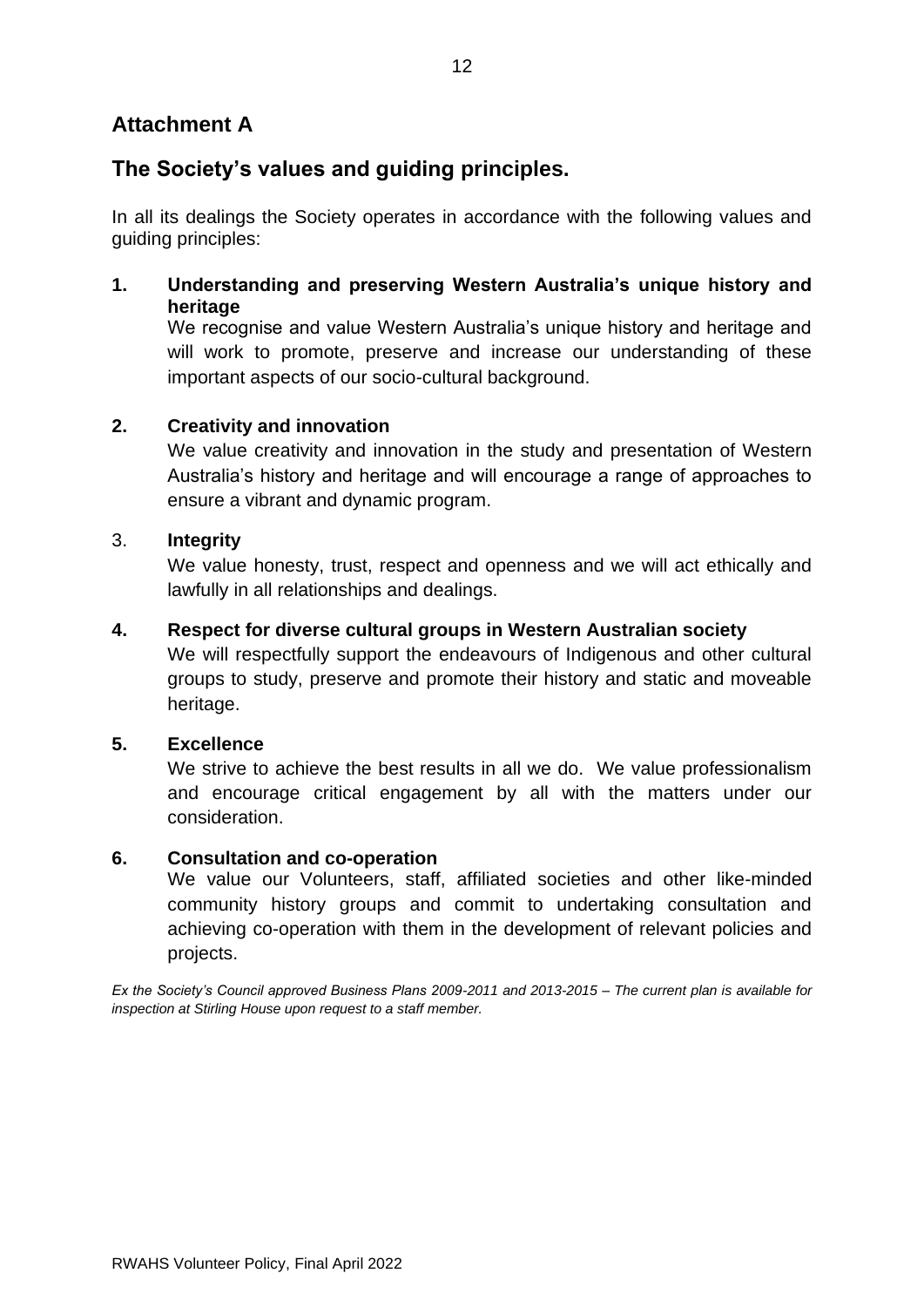## Attachment A

## The Society's values and guiding principles.

In all its dealings the Society operates in accordance with the following values and guiding principles:

**1. Understanding and preserving Western Australia's unique history and heritage**

We recognise and value Western Australia's unique history and heritage and will work to promote, preserve and increase our understanding of these important aspects of our socio-cultural background.

**2. Creativity and innovation**

We value creativity and innovation in the study and presentation of Western Australia's history and heritage and will encourage a range of approaches to ensure a vibrant and dynamic program.

3. **Integrity**

We value honesty, trust, respect and openness and we will act ethically and lawfully in all relationships and dealings.

**4. Respect for diverse cultural groups in Western Australian society**

We will respectfully support the endeavours of Indigenous and other cultural groups to study, preserve and promote their history and static and moveable heritage.

**5. Excellence**

We strive to achieve the best results in all we do. We value professionalism and encourage critical engagement by all with the matters under our consideration.

**6. Consultation and co-operation**

We value our Volunteers, staff, affiliated societies and other like-minded community history groups and commit to undertaking consultation and achieving co-operation with them in the development of relevant policies and projects.

*Ex the Society's Council approved Business Plans 2009-2011 and 2013-2015 – The current plan is available for inspection at Stirling House upon request to a staff member.*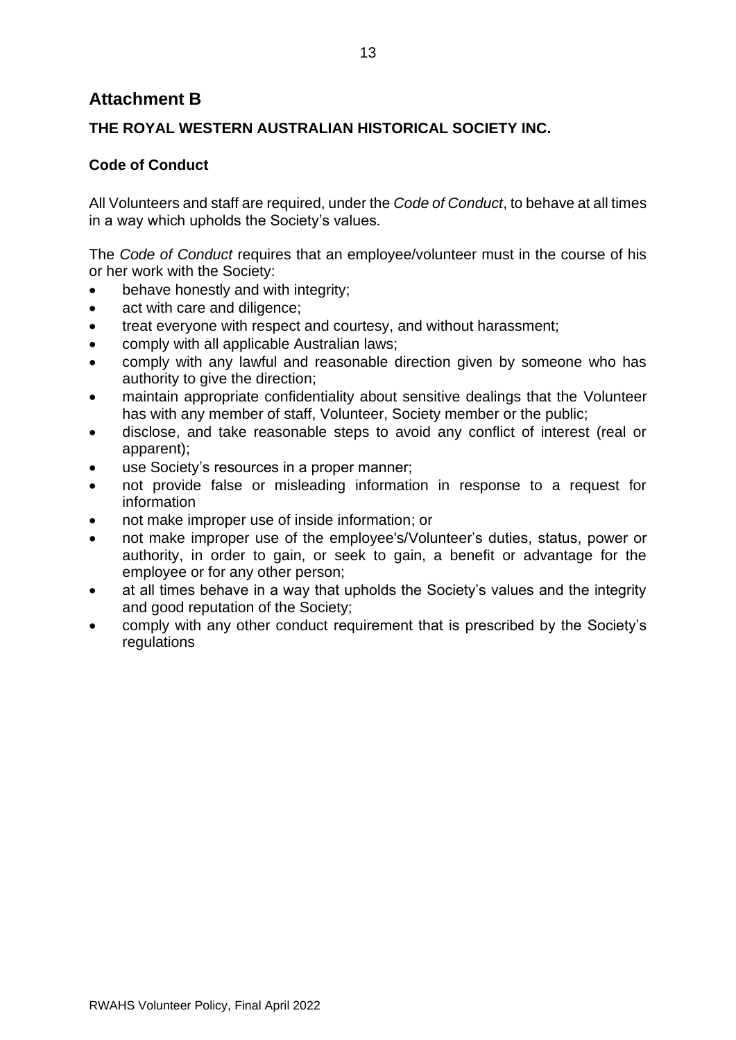## Attachment B

### THE ROYAL WESTERN AUSTRALIAN HISTORICAL SOCIETY INC.

### Code of Conduct

All Volunteers and staff are required, under the *Code of Conduct*, to behave at all times in a way which upholds the Society's values.

The *Code of Conduct* requires that an employee/volunteer must in the course of his or her work with the Society:

- behave honestly and with integrity;
- act with care and diligence;
- treat everyone with respect and courtesy, and without harassment;
- comply with all applicable Australian laws;
- comply with any lawful and reasonable direction given by someone who has authority to give the direction;
- maintain appropriate confidentiality about sensitive dealings that the Volunteer has with any member of staff, Volunteer, Society member or the public;
- disclose, and take reasonable steps to avoid any conflict of interest (real or apparent);
- use Society's resources in a proper manner;
- not provide false or misleading information in response to a request for information
- not make improper use of inside information; or
- not make improper use of the employee's/Volunteer's duties, status, power or authority, in order to gain, or seek to gain, a benefit or advantage for the employee or for any other person;
- at all times behave in a way that upholds the Society's values and the integrity and good reputation of the Society;
- comply with any other conduct requirement that is prescribed by the Society's regulations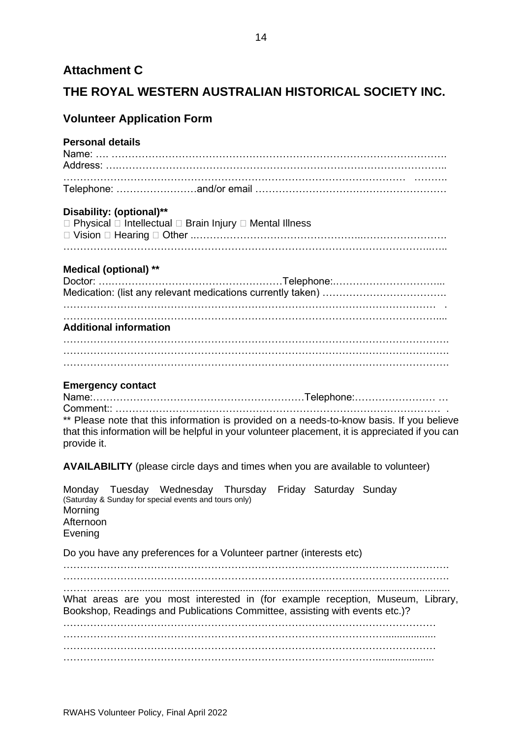## Attachment C

# THE ROYAL WESTERN AUSTRALIAN HISTORICAL SOCIETY INC.

## Volunteer Application Form

**Personal details**

Name: …. ……………………………………………………………………………………….
Address: ….……………………………………………………………………………………..
…………………………………………………………………………………………  ……….
Telephone: ……………………and/or email …………………………………………………

**Disability: (optional)****

□ Physical □ Intellectual □ Brain Injury □ Mental Illness
□ Vision □ Hearing □ Other ..…………………………………………..…………………….
……………………………………………………………………………………………..…..

**Medical (optional) ****

Doctor: ….……………………………………………Telephone:.…………………………...
Medication: (list any relevant medications currently taken) ……………………………….
…………………………..…….…………………………….….……………………………  .
……………………………………………………………………………………………….....

**Additional information**

…………………………………………………………………………………………………….
…………………………………………………………………………………………………….
…………………………………………………………………………………………………….

**Emergency contact**

Name:………………………………………………………Telephone:…………………… …
Comment:: ……………………….…………………………………………………………… .

** Please note that this information is provided on a needs-to-know basis. If you believe that this information will be helpful in your volunteer placement, it is appreciated if you can provide it.

**AVAILABILITY** (please circle days and times when you are available to volunteer)

Monday Tuesday Wednesday Thursday Friday Saturday Sunday
(Saturday & Sunday for special events and tours only)
Morning
Afternoon
Evening

Do you have any preferences for a Volunteer partner (interests etc)

…………………………………………………………………………………………………….
…………………………………………………………………………………………………….
…………………...........................................................................................................

What areas are you most interested in (for example reception, Museum, Library, Bookshop, Readings and Publications Committee, assisting with events etc.)?

…………………………………………………………………………………………………
………………………………………………………………………………………...................
…………………………………………………………………………………………………
……………………………………………………………………………….....................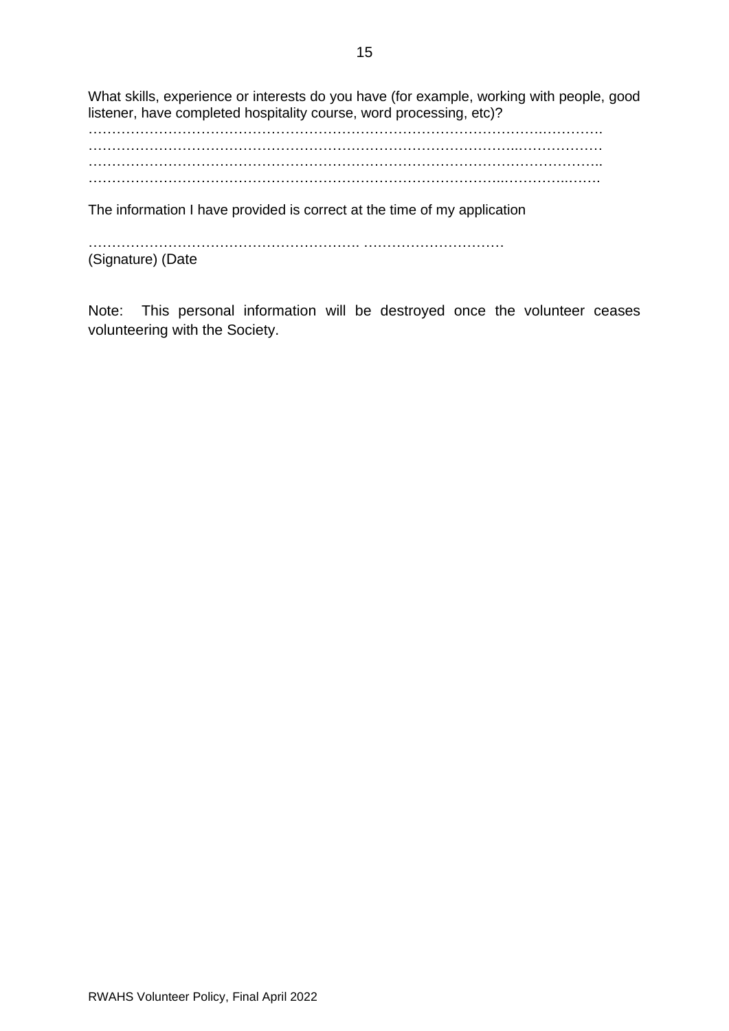What skills, experience or interests do you have (for example, working with people, good listener, have completed hospitality course, word processing, etc)?

……………………………………………………………………………………………………
……………………………………………………………………………………………………
……………………………………………………………………………………………………
……………………………………………………………………………………………………

The information I have provided is correct at the time of my application

………………………………………………… …………………………

(Signature) (Date

Note: This personal information will be destroyed once the volunteer ceases volunteering with the Society.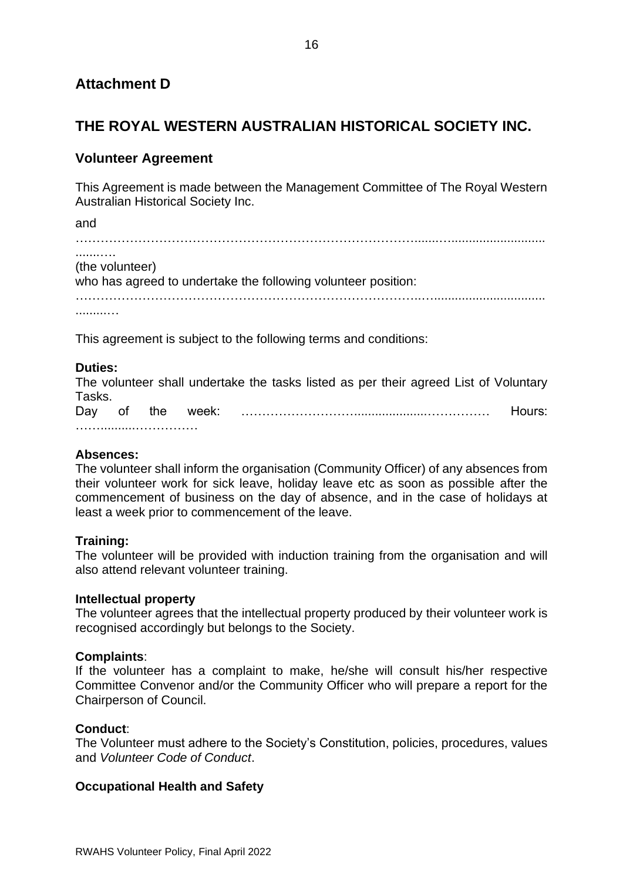## Attachment D

# THE ROYAL WESTERN AUSTRALIAN HISTORICAL SOCIETY INC.

### Volunteer Agreement

This Agreement is made between the Management Committee of The Royal Western Australian Historical Society Inc.

and

………………………………………………………………………......…..........................……….

(the volunteer)

who has agreed to undertake the following volunteer position:

……………………………………………………………………..…...................................……

This agreement is subject to the following terms and conditions:

**Duties:**

The volunteer shall undertake the tasks listed as per their agreed List of Voluntary Tasks.

Day of the week: ……………………….....................…………… Hours: ……..........……………

**Absences:**

The volunteer shall inform the organisation (Community Officer) of any absences from their volunteer work for sick leave, holiday leave etc as soon as possible after the commencement of business on the day of absence, and in the case of holidays at least a week prior to commencement of the leave.

**Training:**

The volunteer will be provided with induction training from the organisation and will also attend relevant volunteer training.

**Intellectual property**

The volunteer agrees that the intellectual property produced by their volunteer work is recognised accordingly but belongs to the Society.

**Complaints**:

If the volunteer has a complaint to make, he/she will consult his/her respective Committee Convenor and/or the Community Officer who will prepare a report for the Chairperson of Council.

**Conduct**:

The Volunteer must adhere to the Society's Constitution, policies, procedures, values and *Volunteer Code of Conduct*.

**Occupational Health and Safety**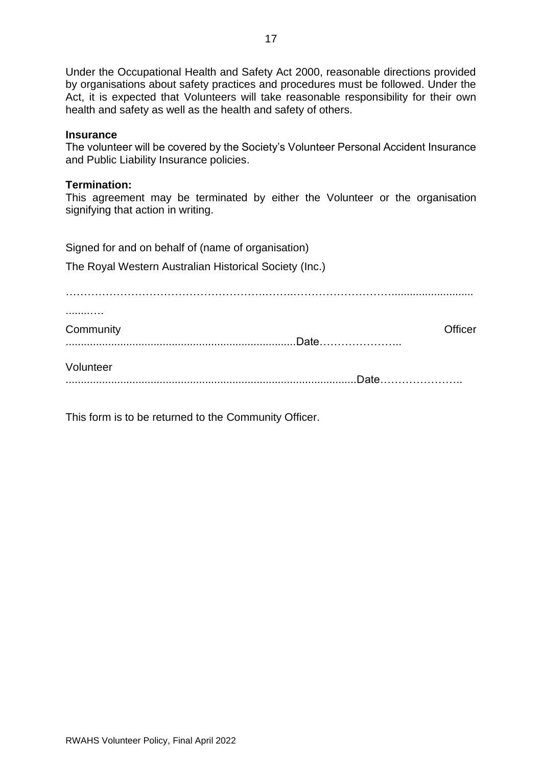Under the Occupational Health and Safety Act 2000, reasonable directions provided by organisations about safety practices and procedures must be followed. Under the Act, it is expected that Volunteers will take reasonable responsibility for their own health and safety as well as the health and safety of others.

**Insurance**

The volunteer will be covered by the Society's Volunteer Personal Accident Insurance and Public Liability Insurance policies.

**Termination:**

This agreement may be terminated by either the Volunteer or the organisation signifying that action in writing.

Signed for and on behalf of (name of organisation)

The Royal Western Australian Historical Society (Inc.)

………………………………………………..……..………………………...........................
..........…

Community Officer
..........................................................................Date…………………..

Volunteer
.............................................................................................Date…………………..

This form is to be returned to the Community Officer.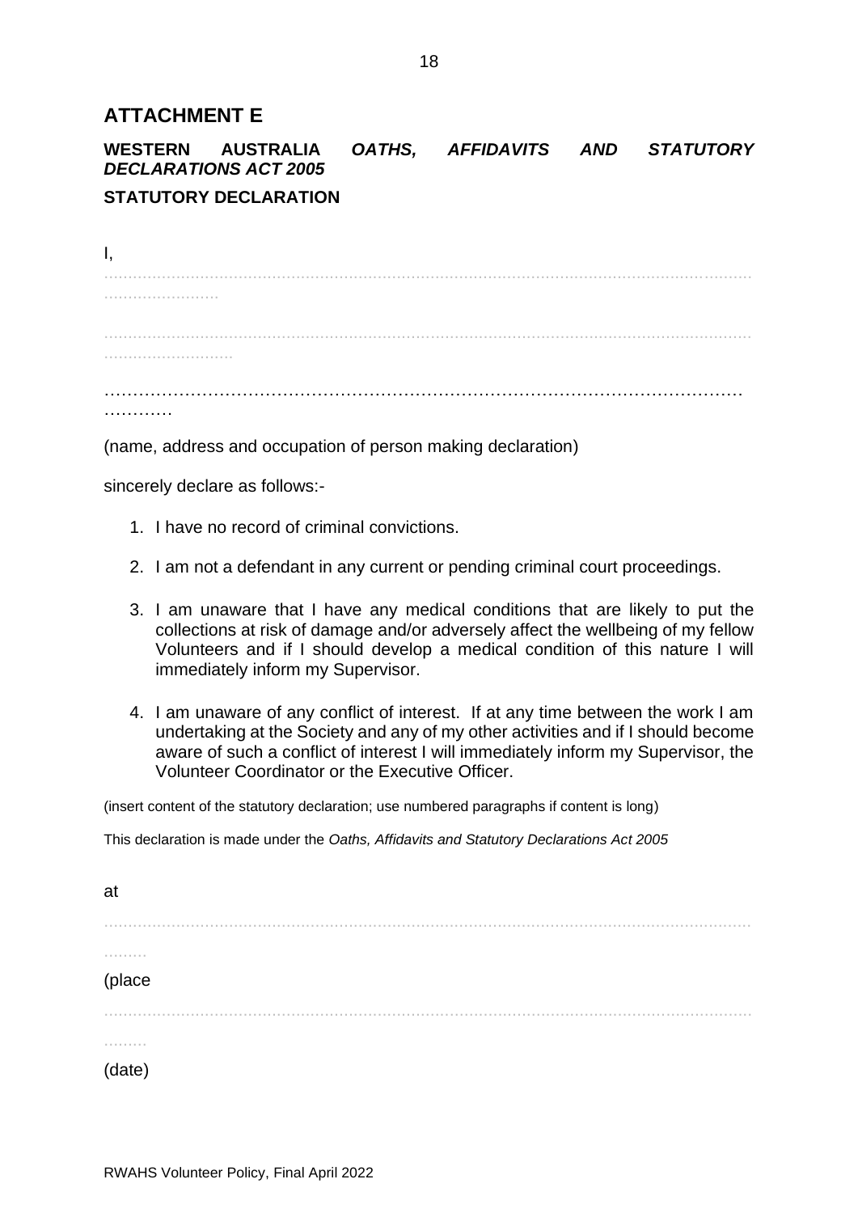## ATTACHMENT E

**WESTERN AUSTRALIA *OATHS, AFFIDAVITS AND STATUTORY DECLARATIONS ACT 2005***

**STATUTORY DECLARATION**

I,

……………………………………………………………………………………………………………………………………

……………………………………………………………………………………………………………………………………

……………………………………………………………………………………………………………

(name, address and occupation of person making declaration)

sincerely declare as follows:-

1. I have no record of criminal convictions.
2. I am not a defendant in any current or pending criminal court proceedings.
3. I am unaware that I have any medical conditions that are likely to put the collections at risk of damage and/or adversely affect the wellbeing of my fellow Volunteers and if I should develop a medical condition of this nature I will immediately inform my Supervisor.
4. I am unaware of any conflict of interest. If at any time between the work I am undertaking at the Society and any of my other activities and if I should become aware of such a conflict of interest I will immediately inform my Supervisor, the Volunteer Coordinator or the Executive Officer.

(insert content of the statutory declaration; use numbered paragraphs if content is long)

This declaration is made under the *Oaths, Affidavits and Statutory Declarations Act 2005*

at

……………………………………………………………………………………………………………………………………

(place

……………………………………………………………………………………………………………………………………

(date)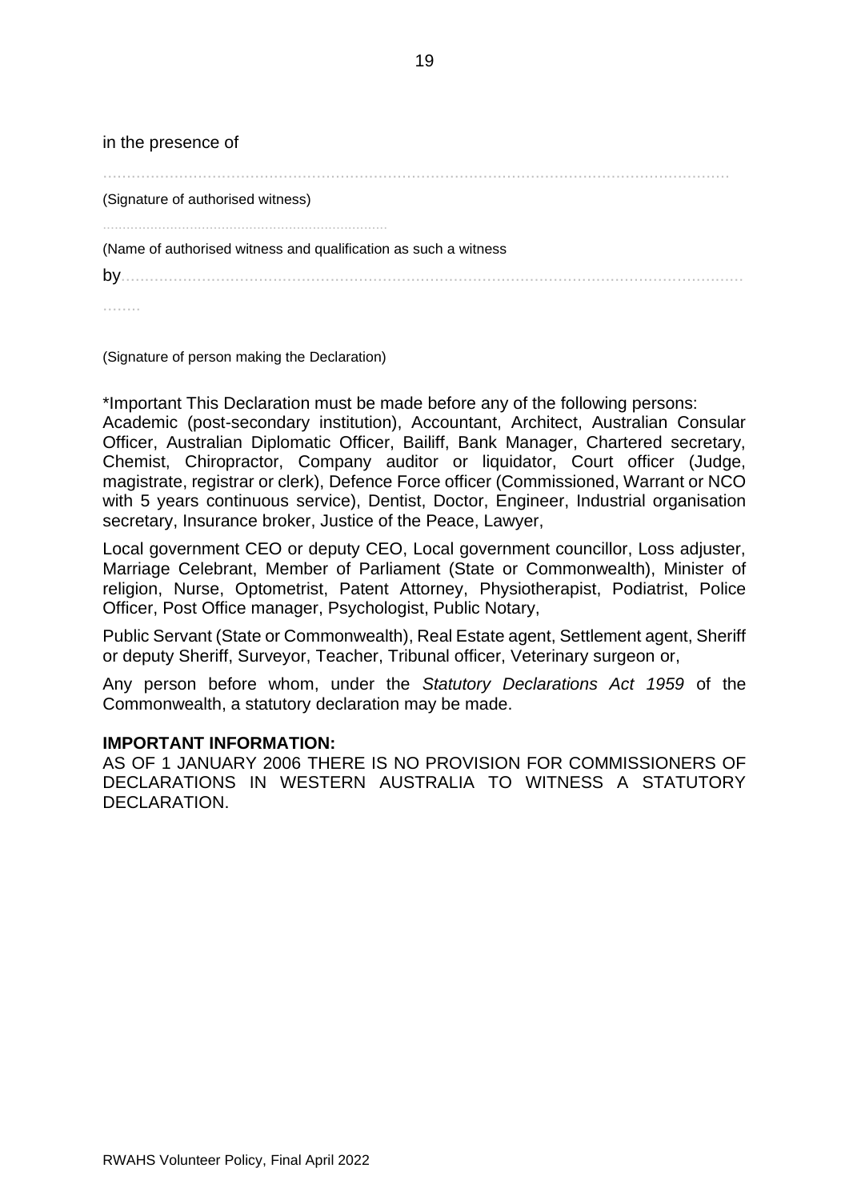in the presence of

…………………………………………………………………………………………………………………

(Signature of authorised witness)

……………………………………………………………

(Name of authorised witness and qualification as such a witness

by…………………………………………………………………………………………………………………

……..

(Signature of person making the Declaration)

*Important This Declaration must be made before any of the following persons:
Academic (post-secondary institution), Accountant, Architect, Australian Consular Officer, Australian Diplomatic Officer, Bailiff, Bank Manager, Chartered secretary, Chemist, Chiropractor, Company auditor or liquidator, Court officer (Judge, magistrate, registrar or clerk), Defence Force officer (Commissioned, Warrant or NCO with 5 years continuous service), Dentist, Doctor, Engineer, Industrial organisation secretary, Insurance broker, Justice of the Peace, Lawyer,

Local government CEO or deputy CEO, Local government councillor, Loss adjuster, Marriage Celebrant, Member of Parliament (State or Commonwealth), Minister of religion, Nurse, Optometrist, Patent Attorney, Physiotherapist, Podiatrist, Police Officer, Post Office manager, Psychologist, Public Notary,

Public Servant (State or Commonwealth), Real Estate agent, Settlement agent, Sheriff or deputy Sheriff, Surveyor, Teacher, Tribunal officer, Veterinary surgeon or,

Any person before whom, under the *Statutory Declarations Act 1959* of the Commonwealth, a statutory declaration may be made.

**IMPORTANT INFORMATION:**
AS OF 1 JANUARY 2006 THERE IS NO PROVISION FOR COMMISSIONERS OF DECLARATIONS IN WESTERN AUSTRALIA TO WITNESS A STATUTORY DECLARATION.